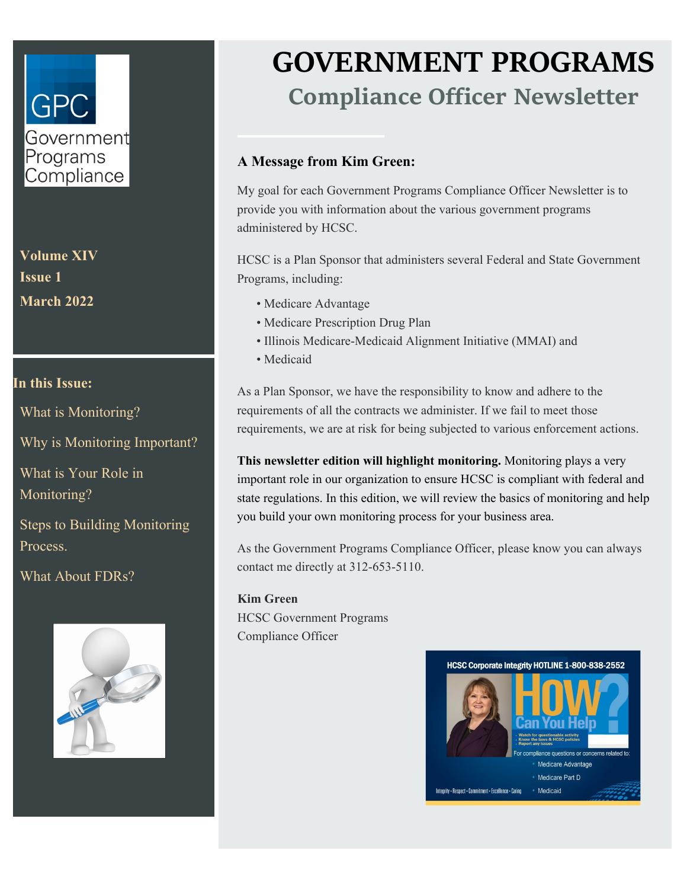GPC Government Programs Compliance

**Volume XIV**
**Issue 1**
**March 2022**

**In this Issue:**

- What is Monitoring?
- Why is Monitoring Important?
- What is Your Role in Monitoring?
- Steps to Building Monitoring Process.
- What About FDRs?

# GOVERNMENT PROGRAMS

## Compliance Officer Newsletter

### A Message from Kim Green:

My goal for each Government Programs Compliance Officer Newsletter is to provide you with information about the various government programs administered by HCSC.

HCSC is a Plan Sponsor that administers several Federal and State Government Programs, including:

- Medicare Advantage
- Medicare Prescription Drug Plan
- Illinois Medicare-Medicaid Alignment Initiative (MMAI) and
- Medicaid

As a Plan Sponsor, we have the responsibility to know and adhere to the requirements of all the contracts we administer. If we fail to meet those requirements, we are at risk for being subjected to various enforcement actions.

**This newsletter edition will highlight monitoring.** Monitoring plays a very important role in our organization to ensure HCSC is compliant with federal and state regulations. In this edition, we will review the basics of monitoring and help you build your own monitoring process for your business area.

As the Government Programs Compliance Officer, please know you can always contact me directly at 312-653-5110.

**Kim Green**
HCSC Government Programs
Compliance Officer

HCSC Corporate Integrity HOTLINE 1-800-838-2552

HOW? Can You Help

- Watch for questionable activity
- Know the laws & HCSC policies
- Report any issues

For compliance questions or concerns related to:

- Medicare Advantage
- Medicare Part D
- Medicaid

Integrity • Respect • Commitment • Excellence • Caring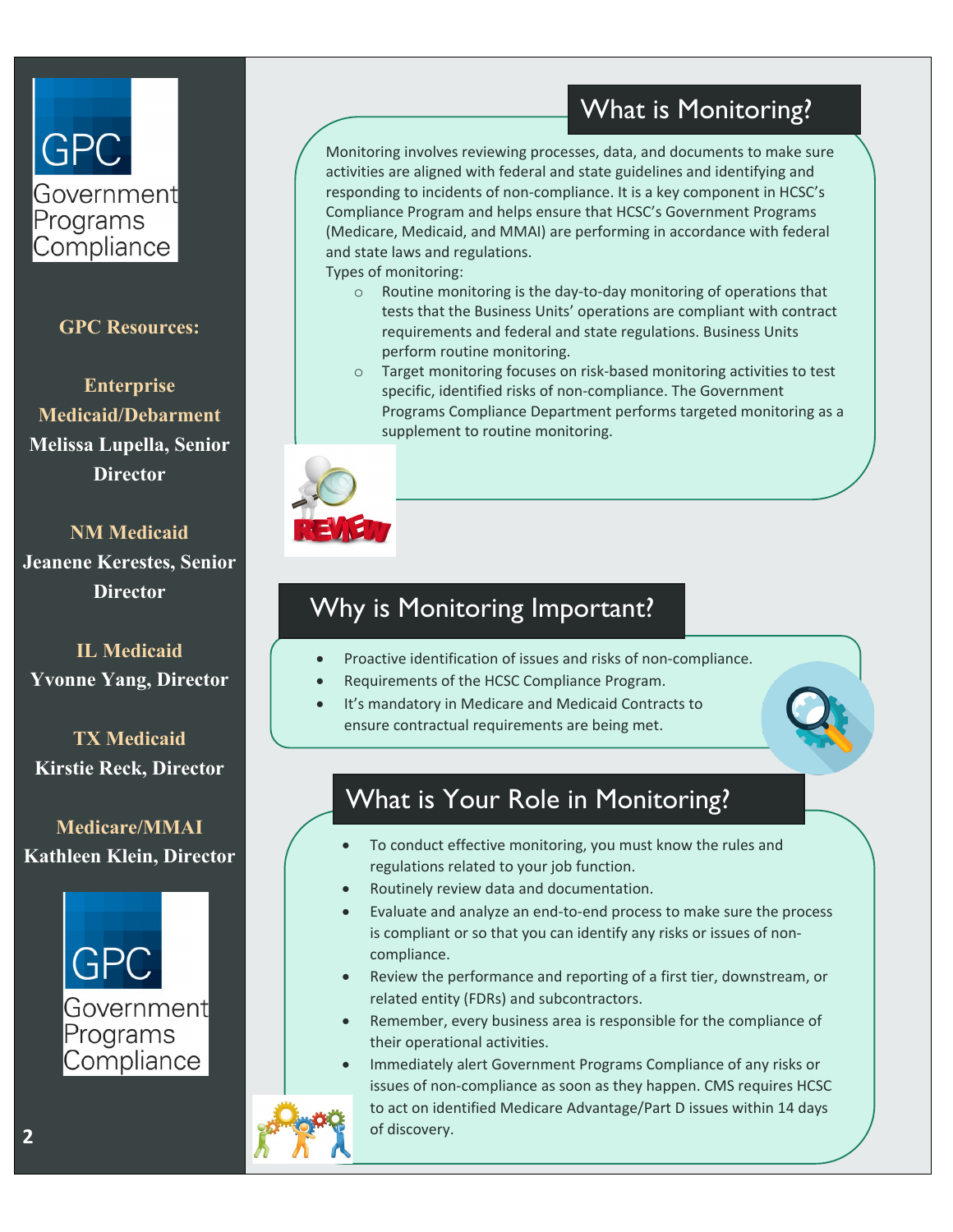GPC Government Programs Compliance

**GPC Resources:**

**Enterprise Medicaid/Debarment**
**Melissa Lupella, Senior Director**

**NM Medicaid**
**Jeanene Kerestes, Senior Director**

**IL Medicaid**
**Yvonne Yang, Director**

**TX Medicaid**
**Kirstie Reck, Director**

**Medicare/MMAI**
**Kathleen Klein, Director**

GPC Government Programs Compliance

## What is Monitoring?

Monitoring involves reviewing processes, data, and documents to make sure activities are aligned with federal and state guidelines and identifying and responding to incidents of non-compliance. It is a key component in HCSC's Compliance Program and helps ensure that HCSC's Government Programs (Medicare, Medicaid, and MMAI) are performing in accordance with federal and state laws and regulations.

Types of monitoring:

- Routine monitoring is the day-to-day monitoring of operations that tests that the Business Units' operations are compliant with contract requirements and federal and state regulations. Business Units perform routine monitoring.
- Target monitoring focuses on risk-based monitoring activities to test specific, identified risks of non-compliance. The Government Programs Compliance Department performs targeted monitoring as a supplement to routine monitoring.

## Why is Monitoring Important?

- Proactive identification of issues and risks of non-compliance.
- Requirements of the HCSC Compliance Program.
- It's mandatory in Medicare and Medicaid Contracts to ensure contractual requirements are being met.

## What is Your Role in Monitoring?

- To conduct effective monitoring, you must know the rules and regulations related to your job function.
- Routinely review data and documentation.
- Evaluate and analyze an end-to-end process to make sure the process is compliant or so that you can identify any risks or issues of non-compliance.
- Review the performance and reporting of a first tier, downstream, or related entity (FDRs) and subcontractors.
- Remember, every business area is responsible for the compliance of their operational activities.
- Immediately alert Government Programs Compliance of any risks or issues of non-compliance as soon as they happen. CMS requires HCSC to act on identified Medicare Advantage/Part D issues within 14 days of discovery.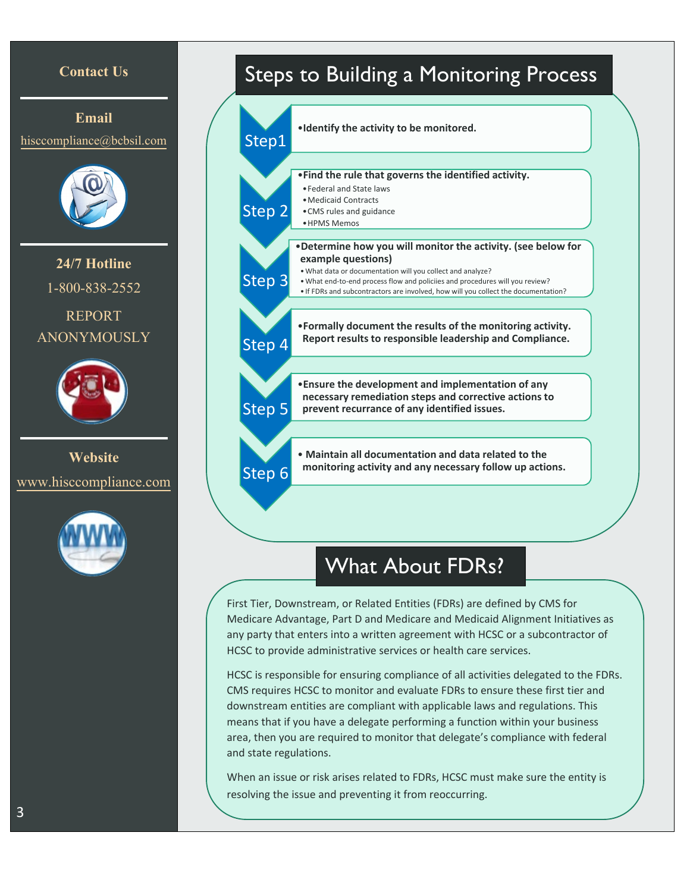## Contact Us

**Email**

hisccompliance@bcbsil.com

**24/7 Hotline**

1-800-838-2552

REPORT ANONYMOUSLY

**Website**

www.hisccompliance.com

# Steps to Building a Monitoring Process

**Step1**

- **Identify the activity to be monitored.**

**Step 2**

- **Find the rule that governs the identified activity.**
  - Federal and State laws
  - Medicaid Contracts
  - CMS rules and guidance
  - HPMS Memos

**Step 3**

- **Determine how you will monitor the activity. (see below for example questions)**
  - What data or documentation will you collect and analyze?
  - What end-to-end process flow and policiies and procedures will you review?
  - If FDRs and subcontractors are involved, how will you collect the documentation?

**Step 4**

- **Formally document the results of the monitoring activity. Report results to responsible leadership and Compliance.**

**Step 5**

- **Ensure the development and implementation of any necessary remediation steps and corrective actions to prevent recurrance of any identified issues.**

**Step 6**

- **Maintain all documentation and data related to the monitoring activity and any necessary follow up actions.**

# What About FDRs?

First Tier, Downstream, or Related Entities (FDRs) are defined by CMS for Medicare Advantage, Part D and Medicare and Medicaid Alignment Initiatives as any party that enters into a written agreement with HCSC or a subcontractor of HCSC to provide administrative services or health care services.

HCSC is responsible for ensuring compliance of all activities delegated to the FDRs. CMS requires HCSC to monitor and evaluate FDRs to ensure these first tier and downstream entities are compliant with applicable laws and regulations. This means that if you have a delegate performing a function within your business area, then you are required to monitor that delegate's compliance with federal and state regulations.

When an issue or risk arises related to FDRs, HCSC must make sure the entity is resolving the issue and preventing it from reoccurring.